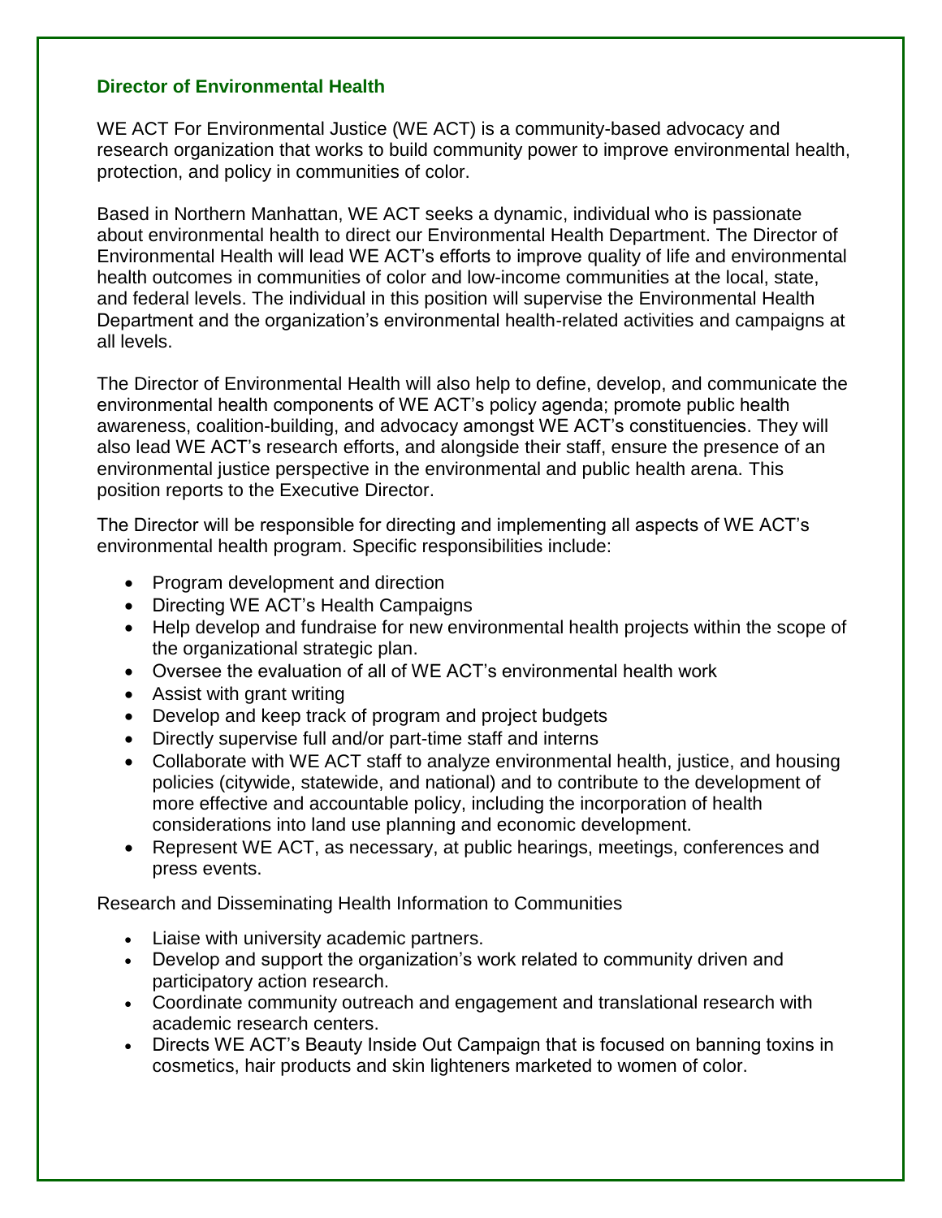## Director of Environmental Health

WE ACT For Environmental Justice (WE ACT) is a community-based advocacy and research organization that works to build community power to improve environmental health, protection, and policy in communities of color.

Based in Northern Manhattan, WE ACT seeks a dynamic, individual who is passionate about environmental health to direct our Environmental Health Department. The Director of Environmental Health will lead WE ACT's efforts to improve quality of life and environmental health outcomes in communities of color and low-income communities at the local, state, and federal levels. The individual in this position will supervise the Environmental Health Department and the organization's environmental health-related activities and campaigns at all levels.

The Director of Environmental Health will also help to define, develop, and communicate the environmental health components of WE ACT's policy agenda; promote public health awareness, coalition-building, and advocacy amongst WE ACT's constituencies. They will also lead WE ACT's research efforts, and alongside their staff, ensure the presence of an environmental justice perspective in the environmental and public health arena. This position reports to the Executive Director.

The Director will be responsible for directing and implementing all aspects of WE ACT's environmental health program. Specific responsibilities include:

- Program development and direction
- Directing WE ACT's Health Campaigns
- Help develop and fundraise for new environmental health projects within the scope of the organizational strategic plan.
- Oversee the evaluation of all of WE ACT's environmental health work
- Assist with grant writing
- Develop and keep track of program and project budgets
- Directly supervise full and/or part-time staff and interns
- Collaborate with WE ACT staff to analyze environmental health, justice, and housing policies (citywide, statewide, and national) and to contribute to the development of more effective and accountable policy, including the incorporation of health considerations into land use planning and economic development.
- Represent WE ACT, as necessary, at public hearings, meetings, conferences and press events.

Research and Disseminating Health Information to Communities

- Liaise with university academic partners.
- Develop and support the organization's work related to community driven and participatory action research.
- Coordinate community outreach and engagement and translational research with academic research centers.
- Directs WE ACT's Beauty Inside Out Campaign that is focused on banning toxins in cosmetics, hair products and skin lighteners marketed to women of color.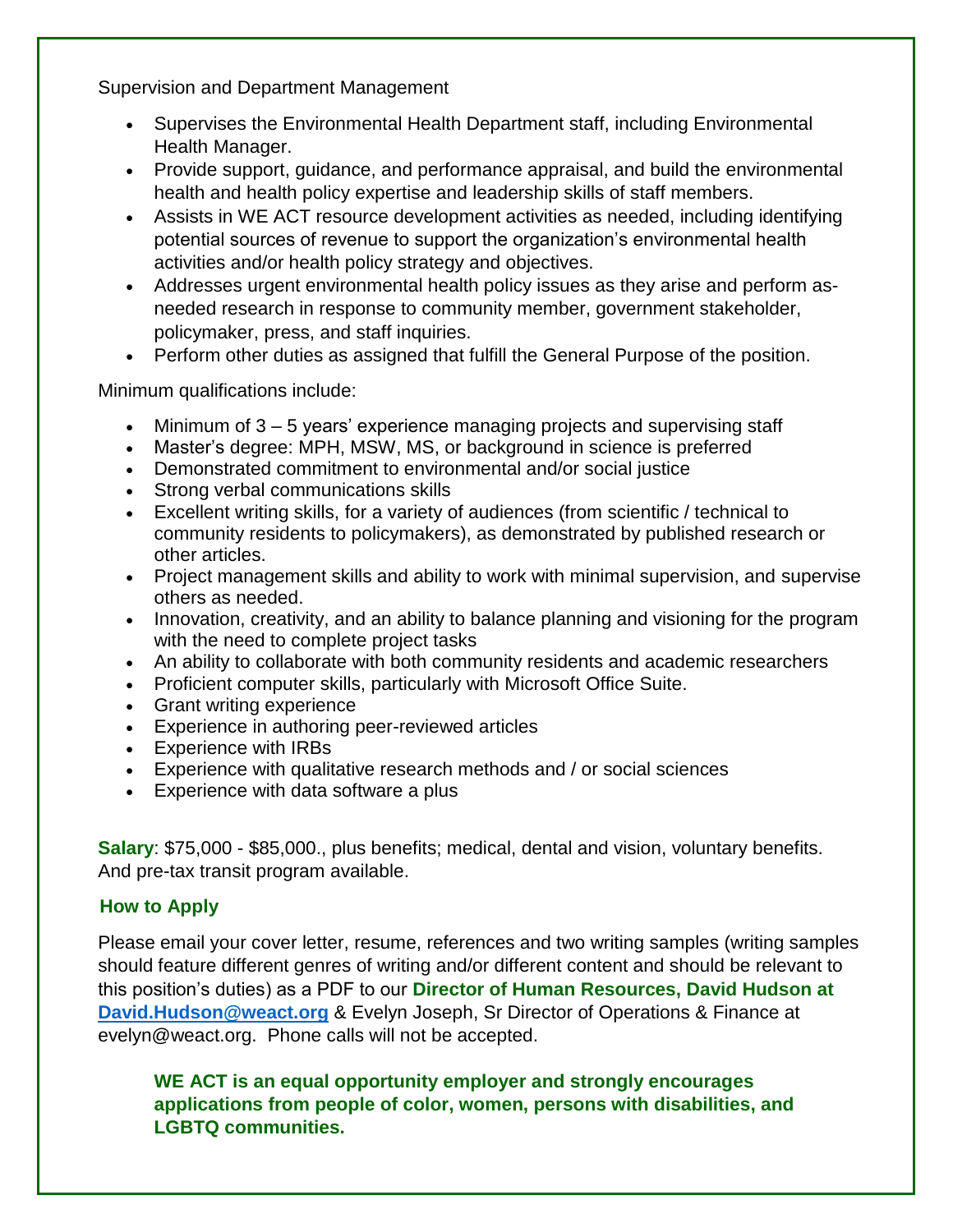Supervision and Department Management

- Supervises the Environmental Health Department staff, including Environmental Health Manager.
- Provide support, guidance, and performance appraisal, and build the environmental health and health policy expertise and leadership skills of staff members.
- Assists in WE ACT resource development activities as needed, including identifying potential sources of revenue to support the organization's environmental health activities and/or health policy strategy and objectives.
- Addresses urgent environmental health policy issues as they arise and perform as-needed research in response to community member, government stakeholder, policymaker, press, and staff inquiries.
- Perform other duties as assigned that fulfill the General Purpose of the position.

Minimum qualifications include:

- Minimum of 3 – 5 years' experience managing projects and supervising staff
- Master's degree: MPH, MSW, MS, or background in science is preferred
- Demonstrated commitment to environmental and/or social justice
- Strong verbal communications skills
- Excellent writing skills, for a variety of audiences (from scientific / technical to community residents to policymakers), as demonstrated by published research or other articles.
- Project management skills and ability to work with minimal supervision, and supervise others as needed.
- Innovation, creativity, and an ability to balance planning and visioning for the program with the need to complete project tasks
- An ability to collaborate with both community residents and academic researchers
- Proficient computer skills, particularly with Microsoft Office Suite.
- Grant writing experience
- Experience in authoring peer-reviewed articles
- Experience with IRBs
- Experience with qualitative research methods and / or social sciences
- Experience with data software a plus

**Salary**: $75,000 - $85,000., plus benefits; medical, dental and vision, voluntary benefits. And pre-tax transit program available.

**How to Apply**

Please email your cover letter, resume, references and two writing samples (writing samples should feature different genres of writing and/or different content and should be relevant to this position's duties) as a PDF to our **Director of Human Resources, David Hudson at [David.Hudson@weact.org](mailto:David.Hudson@weact.org)** & Evelyn Joseph, Sr Director of Operations & Finance at evelyn@weact.org. Phone calls will not be accepted.

**WE ACT is an equal opportunity employer and strongly encourages applications from people of color, women, persons with disabilities, and LGBTQ communities.**